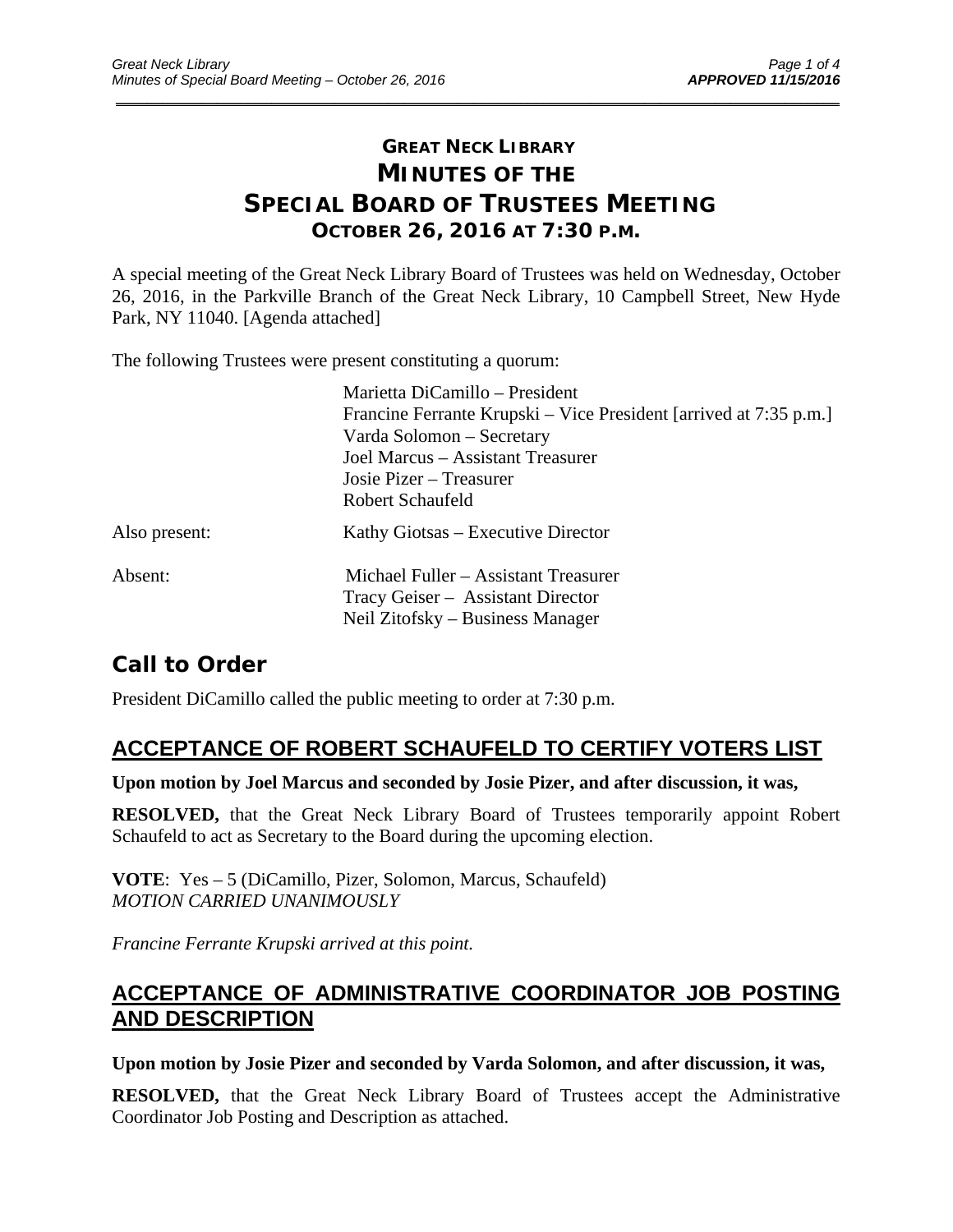# GREAT NECK LIBRARY
# MINUTES OF THE SPECIAL BOARD OF TRUSTEES MEETING
## OCTOBER 26, 2016 AT 7:30 P.M.

A special meeting of the Great Neck Library Board of Trustees was held on Wednesday, October 26, 2016, in the Parkville Branch of the Great Neck Library, 10 Campbell Street, New Hyde Park, NY 11040. [Agenda attached]

The following Trustees were present constituting a quorum:

Marietta DiCamillo – President
Francine Ferrante Krupski – Vice President [arrived at 7:35 p.m.]
Varda Solomon – Secretary
Joel Marcus – Assistant Treasurer
Josie Pizer – Treasurer
Robert Schaufeld

Also present: Kathy Giotsas – Executive Director

Absent: Michael Fuller – Assistant Treasurer
Tracy Geiser – Assistant Director
Neil Zitofsky – Business Manager

## Call to Order

President DiCamillo called the public meeting to order at 7:30 p.m.

## ACCEPTANCE OF ROBERT SCHAUFELD TO CERTIFY VOTERS LIST

**Upon motion by Joel Marcus and seconded by Josie Pizer, and after discussion, it was,**

**RESOLVED,** that the Great Neck Library Board of Trustees temporarily appoint Robert Schaufeld to act as Secretary to the Board during the upcoming election.

**VOTE**: Yes – 5 (DiCamillo, Pizer, Solomon, Marcus, Schaufeld)
*MOTION CARRIED UNANIMOUSLY*

*Francine Ferrante Krupski arrived at this point.*

## ACCEPTANCE OF ADMINISTRATIVE COORDINATOR JOB POSTING AND DESCRIPTION

**Upon motion by Josie Pizer and seconded by Varda Solomon, and after discussion, it was,**

**RESOLVED,** that the Great Neck Library Board of Trustees accept the Administrative Coordinator Job Posting and Description as attached.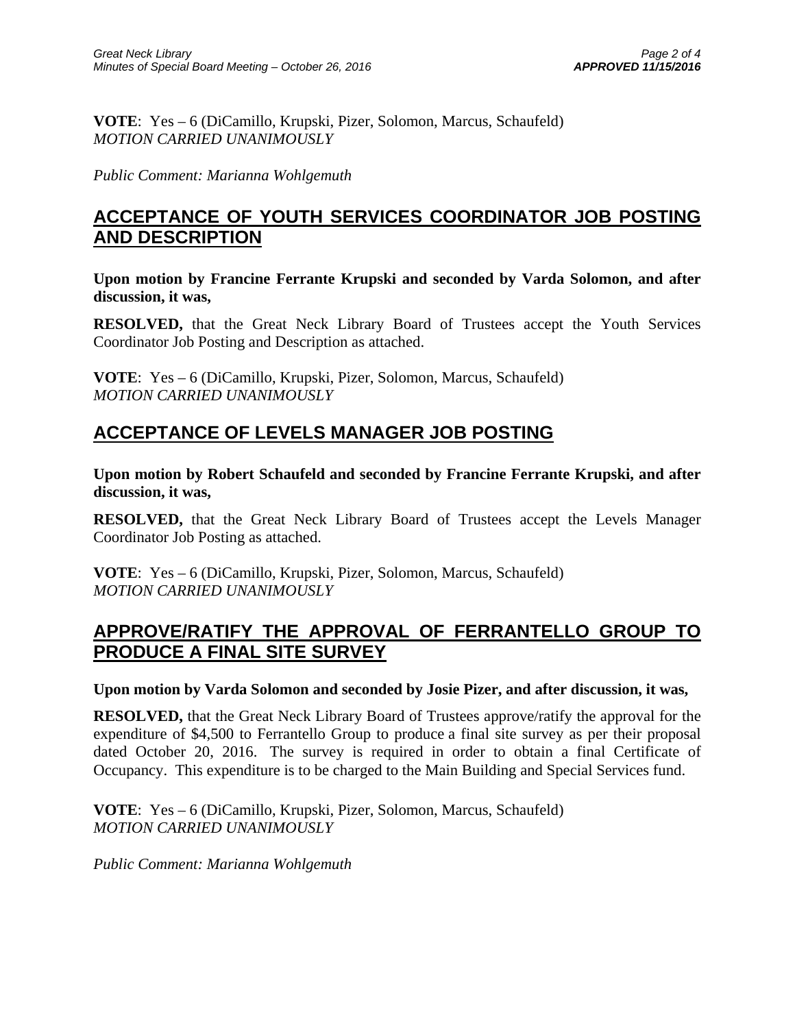**VOTE**: Yes – 6 (DiCamillo, Krupski, Pizer, Solomon, Marcus, Schaufeld)
*MOTION CARRIED UNANIMOUSLY*

*Public Comment: Marianna Wohlgemuth*

## ACCEPTANCE OF YOUTH SERVICES COORDINATOR JOB POSTING AND DESCRIPTION

**Upon motion by Francine Ferrante Krupski and seconded by Varda Solomon, and after discussion, it was,**

**RESOLVED,** that the Great Neck Library Board of Trustees accept the Youth Services Coordinator Job Posting and Description as attached.

**VOTE**: Yes – 6 (DiCamillo, Krupski, Pizer, Solomon, Marcus, Schaufeld)
*MOTION CARRIED UNANIMOUSLY*

## ACCEPTANCE OF LEVELS MANAGER JOB POSTING

**Upon motion by Robert Schaufeld and seconded by Francine Ferrante Krupski, and after discussion, it was,**

**RESOLVED,** that the Great Neck Library Board of Trustees accept the Levels Manager Coordinator Job Posting as attached.

**VOTE**: Yes – 6 (DiCamillo, Krupski, Pizer, Solomon, Marcus, Schaufeld)
*MOTION CARRIED UNANIMOUSLY*

## APPROVE/RATIFY THE APPROVAL OF FERRANTELLO GROUP TO PRODUCE A FINAL SITE SURVEY

**Upon motion by Varda Solomon and seconded by Josie Pizer, and after discussion, it was,**

**RESOLVED,** that the Great Neck Library Board of Trustees approve/ratify the approval for the expenditure of $4,500 to Ferrantello Group to produce a final site survey as per their proposal dated October 20, 2016. The survey is required in order to obtain a final Certificate of Occupancy. This expenditure is to be charged to the Main Building and Special Services fund.

**VOTE**: Yes – 6 (DiCamillo, Krupski, Pizer, Solomon, Marcus, Schaufeld)
*MOTION CARRIED UNANIMOUSLY*

*Public Comment: Marianna Wohlgemuth*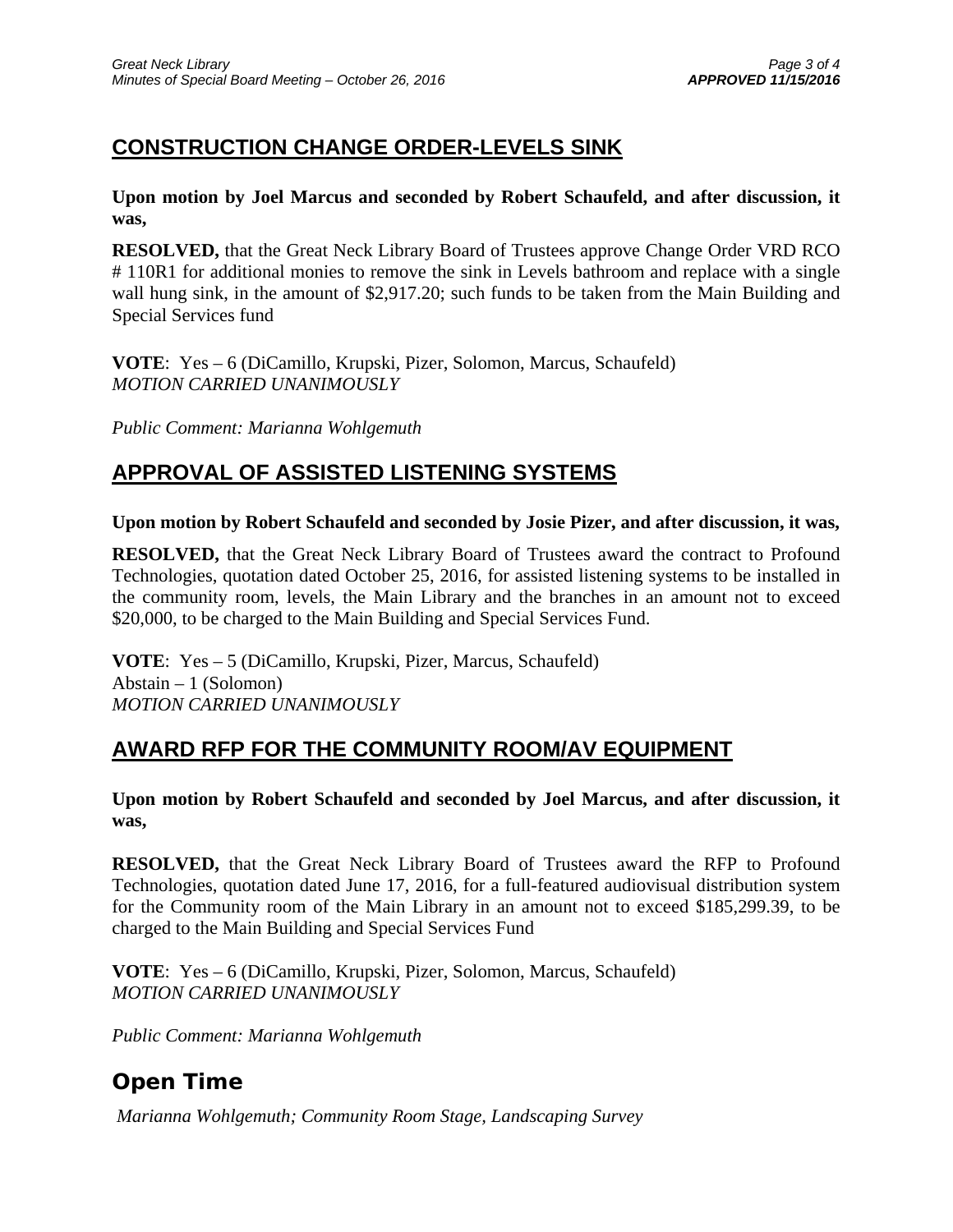## CONSTRUCTION CHANGE ORDER-LEVELS SINK

**Upon motion by Joel Marcus and seconded by Robert Schaufeld, and after discussion, it was,**

**RESOLVED,** that the Great Neck Library Board of Trustees approve Change Order VRD RCO # 110R1 for additional monies to remove the sink in Levels bathroom and replace with a single wall hung sink, in the amount of $2,917.20; such funds to be taken from the Main Building and Special Services fund

**VOTE**: Yes – 6 (DiCamillo, Krupski, Pizer, Solomon, Marcus, Schaufeld)
*MOTION CARRIED UNANIMOUSLY*

*Public Comment: Marianna Wohlgemuth*

## APPROVAL OF ASSISTED LISTENING SYSTEMS

**Upon motion by Robert Schaufeld and seconded by Josie Pizer, and after discussion, it was,**

**RESOLVED,** that the Great Neck Library Board of Trustees award the contract to Profound Technologies, quotation dated October 25, 2016, for assisted listening systems to be installed in the community room, levels, the Main Library and the branches in an amount not to exceed $20,000, to be charged to the Main Building and Special Services Fund.

**VOTE**: Yes – 5 (DiCamillo, Krupski, Pizer, Marcus, Schaufeld)
Abstain – 1 (Solomon)
*MOTION CARRIED UNANIMOUSLY*

## AWARD RFP FOR THE COMMUNITY ROOM/AV EQUIPMENT

**Upon motion by Robert Schaufeld and seconded by Joel Marcus, and after discussion, it was,**

**RESOLVED,** that the Great Neck Library Board of Trustees award the RFP to Profound Technologies, quotation dated June 17, 2016, for a full-featured audiovisual distribution system for the Community room of the Main Library in an amount not to exceed $185,299.39, to be charged to the Main Building and Special Services Fund

**VOTE**: Yes – 6 (DiCamillo, Krupski, Pizer, Solomon, Marcus, Schaufeld)
*MOTION CARRIED UNANIMOUSLY*

*Public Comment: Marianna Wohlgemuth*

## Open Time

*Marianna Wohlgemuth; Community Room Stage, Landscaping Survey*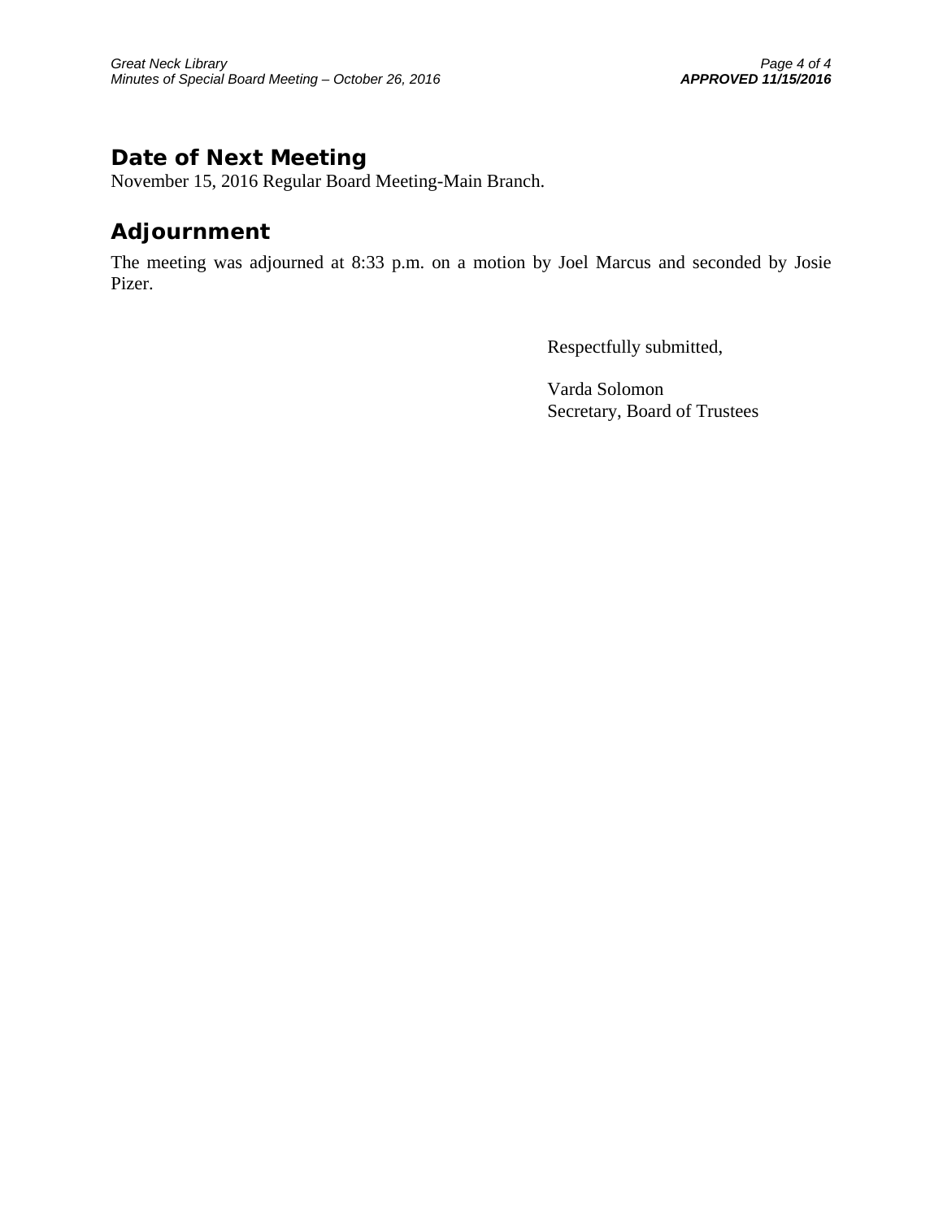## Date of Next Meeting

November 15, 2016 Regular Board Meeting-Main Branch.

## Adjournment

The meeting was adjourned at 8:33 p.m. on a motion by Joel Marcus and seconded by Josie Pizer.

Respectfully submitted,

Varda Solomon
Secretary, Board of Trustees